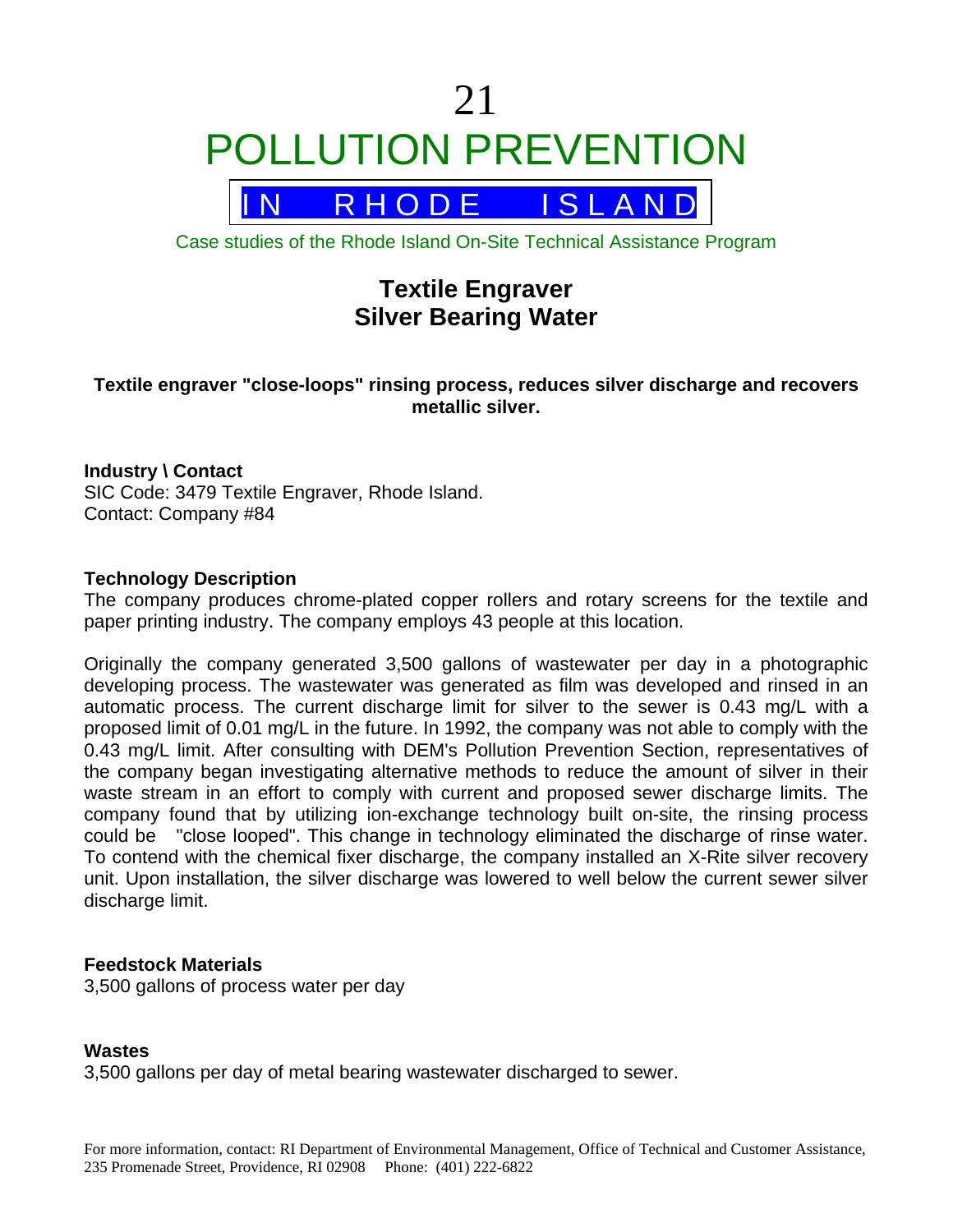# 21 POLLUTION PREVENTION

## IN RHODE ISLAND

Case studies of the Rhode Island On-Site Technical Assistance Program

## Textile Engraver
## Silver Bearing Water

**Textile engraver "close-loops" rinsing process, reduces silver discharge and recovers metallic silver.**

**Industry \ Contact**
SIC Code: 3479 Textile Engraver, Rhode Island.
Contact: Company #84

**Technology Description**
The company produces chrome-plated copper rollers and rotary screens for the textile and paper printing industry. The company employs 43 people at this location.

Originally the company generated 3,500 gallons of wastewater per day in a photographic developing process. The wastewater was generated as film was developed and rinsed in an automatic process. The current discharge limit for silver to the sewer is 0.43 mg/L with a proposed limit of 0.01 mg/L in the future. In 1992, the company was not able to comply with the 0.43 mg/L limit. After consulting with DEM's Pollution Prevention Section, representatives of the company began investigating alternative methods to reduce the amount of silver in their waste stream in an effort to comply with current and proposed sewer discharge limits. The company found that by utilizing ion-exchange technology built on-site, the rinsing process could be "close looped". This change in technology eliminated the discharge of rinse water. To contend with the chemical fixer discharge, the company installed an X-Rite silver recovery unit. Upon installation, the silver discharge was lowered to well below the current sewer silver discharge limit.

**Feedstock Materials**
3,500 gallons of process water per day

**Wastes**
3,500 gallons per day of metal bearing wastewater discharged to sewer.

For more information, contact: RI Department of Environmental Management, Office of Technical and Customer Assistance, 235 Promenade Street, Providence, RI 02908 Phone: (401) 222-6822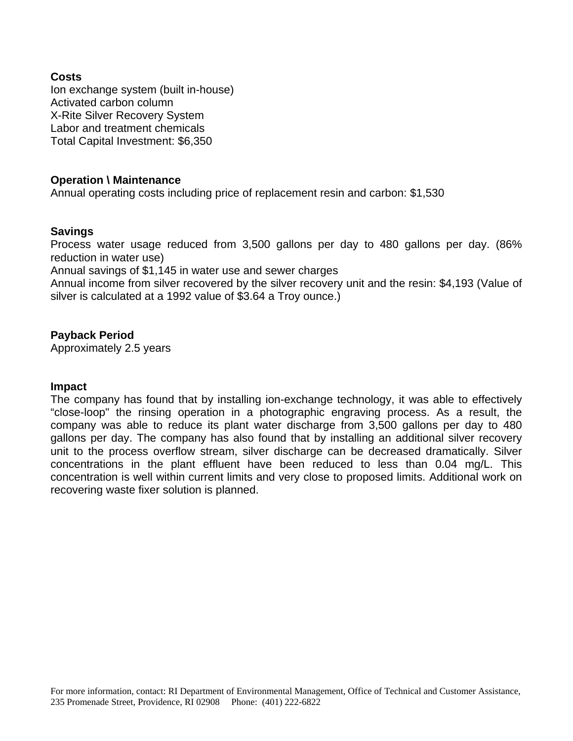**Costs**

Ion exchange system (built in-house)
Activated carbon column
X-Rite Silver Recovery System
Labor and treatment chemicals
Total Capital Investment: $6,350

**Operation \ Maintenance**

Annual operating costs including price of replacement resin and carbon: $1,530

**Savings**

Process water usage reduced from 3,500 gallons per day to 480 gallons per day. (86% reduction in water use)
Annual savings of $1,145 in water use and sewer charges
Annual income from silver recovered by the silver recovery unit and the resin: $4,193 (Value of silver is calculated at a 1992 value of $3.64 a Troy ounce.)

**Payback Period**

Approximately 2.5 years

**Impact**

The company has found that by installing ion-exchange technology, it was able to effectively "close-loop" the rinsing operation in a photographic engraving process. As a result, the company was able to reduce its plant water discharge from 3,500 gallons per day to 480 gallons per day. The company has also found that by installing an additional silver recovery unit to the process overflow stream, silver discharge can be decreased dramatically. Silver concentrations in the plant effluent have been reduced to less than 0.04 mg/L. This concentration is well within current limits and very close to proposed limits. Additional work on recovering waste fixer solution is planned.

For more information, contact: RI Department of Environmental Management, Office of Technical and Customer Assistance, 235 Promenade Street, Providence, RI 02908 Phone: (401) 222-6822